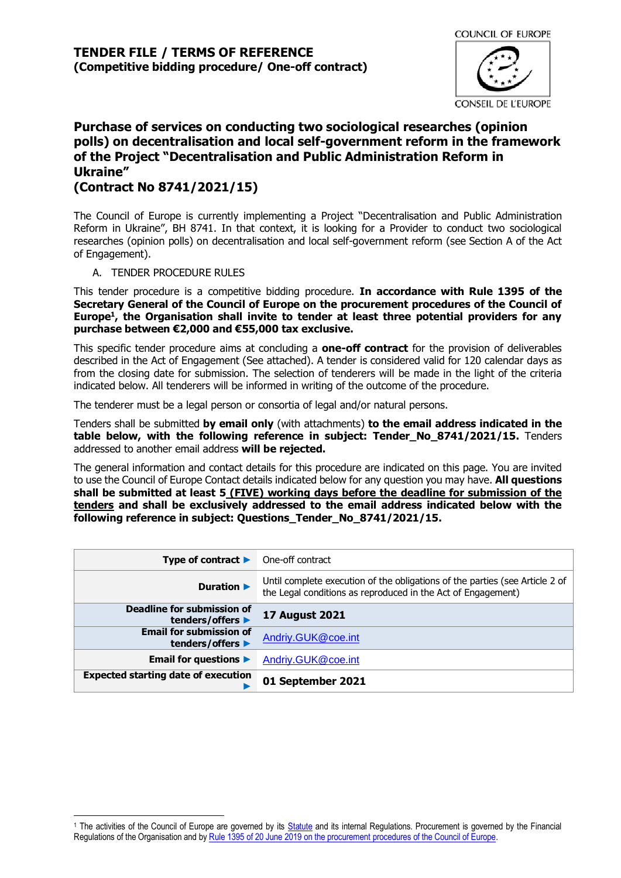# TENDER FILE / TERMS OF REFERENCE
**(Competitive bidding procedure/ One-off contract)**

COUNCIL OF EUROPE
CONSEIL DE L'EUROPE

## Purchase of services on conducting two sociological researches (opinion polls) on decentralisation and local self-government reform in the framework of the Project "Decentralisation and Public Administration Reform in Ukraine"
## (Contract No 8741/2021/15)

The Council of Europe is currently implementing a Project "Decentralisation and Public Administration Reform in Ukraine", BH 8741. In that context, it is looking for a Provider to conduct two sociological researches (opinion polls) on decentralisation and local self-government reform (see Section A of the Act of Engagement).

A. TENDER PROCEDURE RULES

This tender procedure is a competitive bidding procedure. **In accordance with Rule 1395 of the Secretary General of the Council of Europe on the procurement procedures of the Council of Europe[1], the Organisation shall invite to tender at least three potential providers for any purchase between €2,000 and €55,000 tax exclusive.**

This specific tender procedure aims at concluding a **one-off contract** for the provision of deliverables described in the Act of Engagement (See attached). A tender is considered valid for 120 calendar days as from the closing date for submission. The selection of tenderers will be made in the light of the criteria indicated below. All tenderers will be informed in writing of the outcome of the procedure.

The tenderer must be a legal person or consortia of legal and/or natural persons.

Tenders shall be submitted **by email only** (with attachments) **to the email address indicated in the table below, with the following reference in subject: Tender_No_8741/2021/15.** Tenders addressed to another email address **will be rejected.**

The general information and contact details for this procedure are indicated on this page. You are invited to use the Council of Europe Contact details indicated below for any question you may have. **All questions shall be submitted at least <u>5 (FIVE) working days before the deadline for submission of the tenders</u> and shall be exclusively addressed to the email address indicated below with the following reference in subject: Questions_Tender_No_8741/2021/15.**

| | |
|---|---|
| **Type of contract ►** | One-off contract |
| **Duration ►** | Until complete execution of the obligations of the parties (see Article 2 of the Legal conditions as reproduced in the Act of Engagement) |
| **Deadline for submission of tenders/offers ►** | **17 August 2021** |
| **Email for submission of tenders/offers ►** | Andriy.GUK@coe.int |
| **Email for questions ►** | Andriy.GUK@coe.int |
| **Expected starting date of execution ►** | **01 September 2021** |

[1] The activities of the Council of Europe are governed by its Statute and its internal Regulations. Procurement is governed by the Financial Regulations of the Organisation and by Rule 1395 of 20 June 2019 on the procurement procedures of the Council of Europe.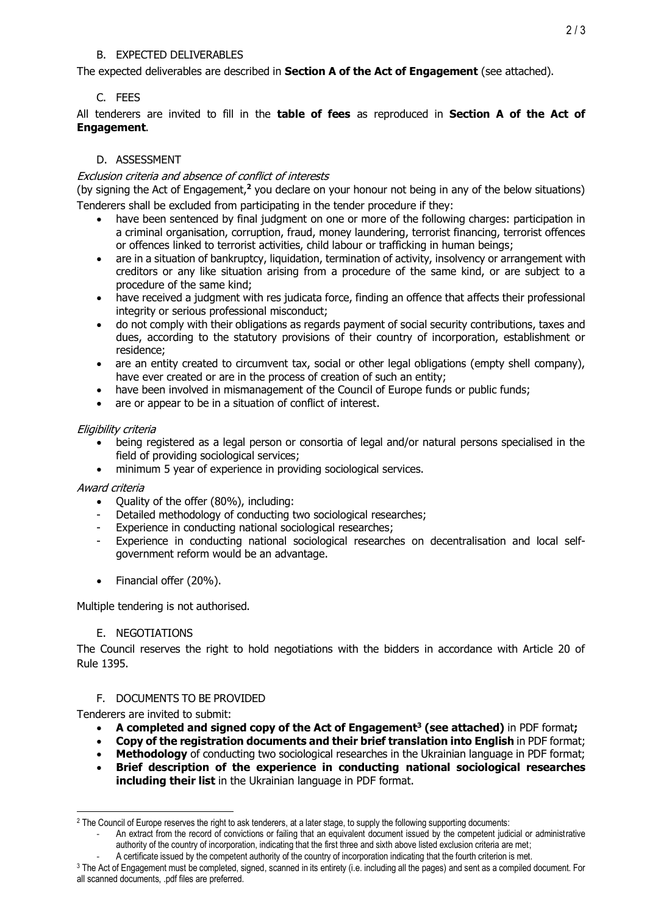## B. EXPECTED DELIVERABLES

The expected deliverables are described in **Section A of the Act of Engagement** (see attached).

## C. FEES

All tenderers are invited to fill in the **table of fees** as reproduced in **Section A of the Act of Engagement**.

## D. ASSESSMENT

*Exclusion criteria and absence of conflict of interests*

(by signing the Act of Engagement,[2] you declare on your honour not being in any of the below situations)

Tenderers shall be excluded from participating in the tender procedure if they:

- have been sentenced by final judgment on one or more of the following charges: participation in a criminal organisation, corruption, fraud, money laundering, terrorist financing, terrorist offences or offences linked to terrorist activities, child labour or trafficking in human beings;
- are in a situation of bankruptcy, liquidation, termination of activity, insolvency or arrangement with creditors or any like situation arising from a procedure of the same kind, or are subject to a procedure of the same kind;
- have received a judgment with res judicata force, finding an offence that affects their professional integrity or serious professional misconduct;
- do not comply with their obligations as regards payment of social security contributions, taxes and dues, according to the statutory provisions of their country of incorporation, establishment or residence;
- are an entity created to circumvent tax, social or other legal obligations (empty shell company), have ever created or are in the process of creation of such an entity;
- have been involved in mismanagement of the Council of Europe funds or public funds;
- are or appear to be in a situation of conflict of interest.

*Eligibility criteria*

- being registered as a legal person or consortia of legal and/or natural persons specialised in the field of providing sociological services;
- minimum 5 year of experience in providing sociological services.

*Award criteria*

- Quality of the offer (80%), including:
  - Detailed methodology of conducting two sociological researches;
  - Experience in conducting national sociological researches;
  - Experience in conducting national sociological researches on decentralisation and local self-government reform would be an advantage.
- Financial offer (20%).

Multiple tendering is not authorised.

## E. NEGOTIATIONS

The Council reserves the right to hold negotiations with the bidders in accordance with Article 20 of Rule 1395.

## F. DOCUMENTS TO BE PROVIDED

Tenderers are invited to submit:

- **A completed and signed copy of the Act of Engagement[3] (see attached)** in PDF format**;**
- **Copy of the registration documents and their brief translation into English** in PDF format;
- **Methodology** of conducting two sociological researches in the Ukrainian language in PDF format;
- **Brief description of the experience in conducting national sociological researches including their list** in the Ukrainian language in PDF format.

---

[2] The Council of Europe reserves the right to ask tenderers, at a later stage, to supply the following supporting documents:

- An extract from the record of convictions or failing that an equivalent document issued by the competent judicial or administrative authority of the country of incorporation, indicating that the first three and sixth above listed exclusion criteria are met;
- A certificate issued by the competent authority of the country of incorporation indicating that the fourth criterion is met.

[3] The Act of Engagement must be completed, signed, scanned in its entirety (i.e. including all the pages) and sent as a compiled document. For all scanned documents, .pdf files are preferred.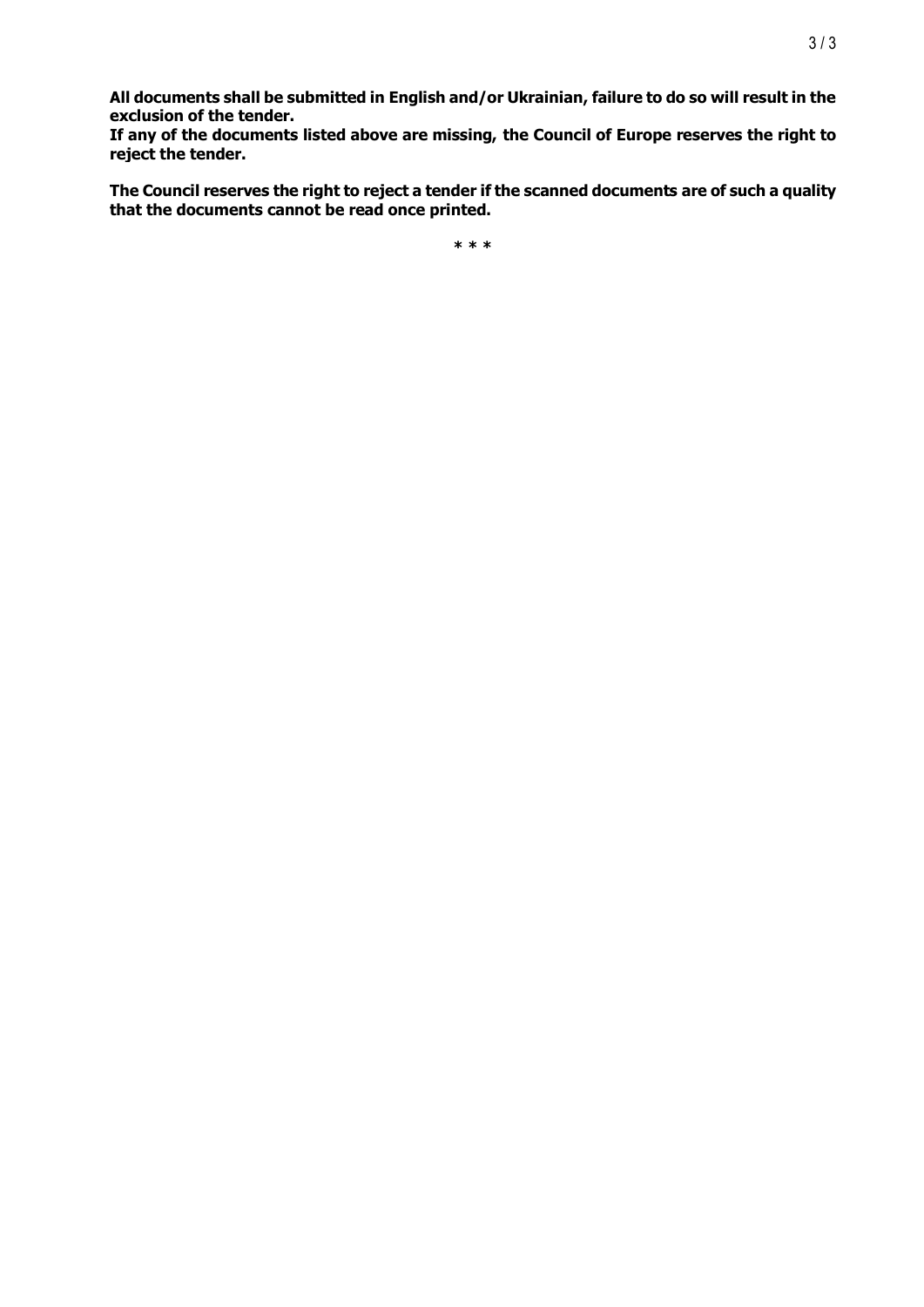**All documents shall be submitted in English and/or Ukrainian, failure to do so will result in the exclusion of the tender.**
**If any of the documents listed above are missing, the Council of Europe reserves the right to reject the tender.**

**The Council reserves the right to reject a tender if the scanned documents are of such a quality that the documents cannot be read once printed.**

\* \* \*